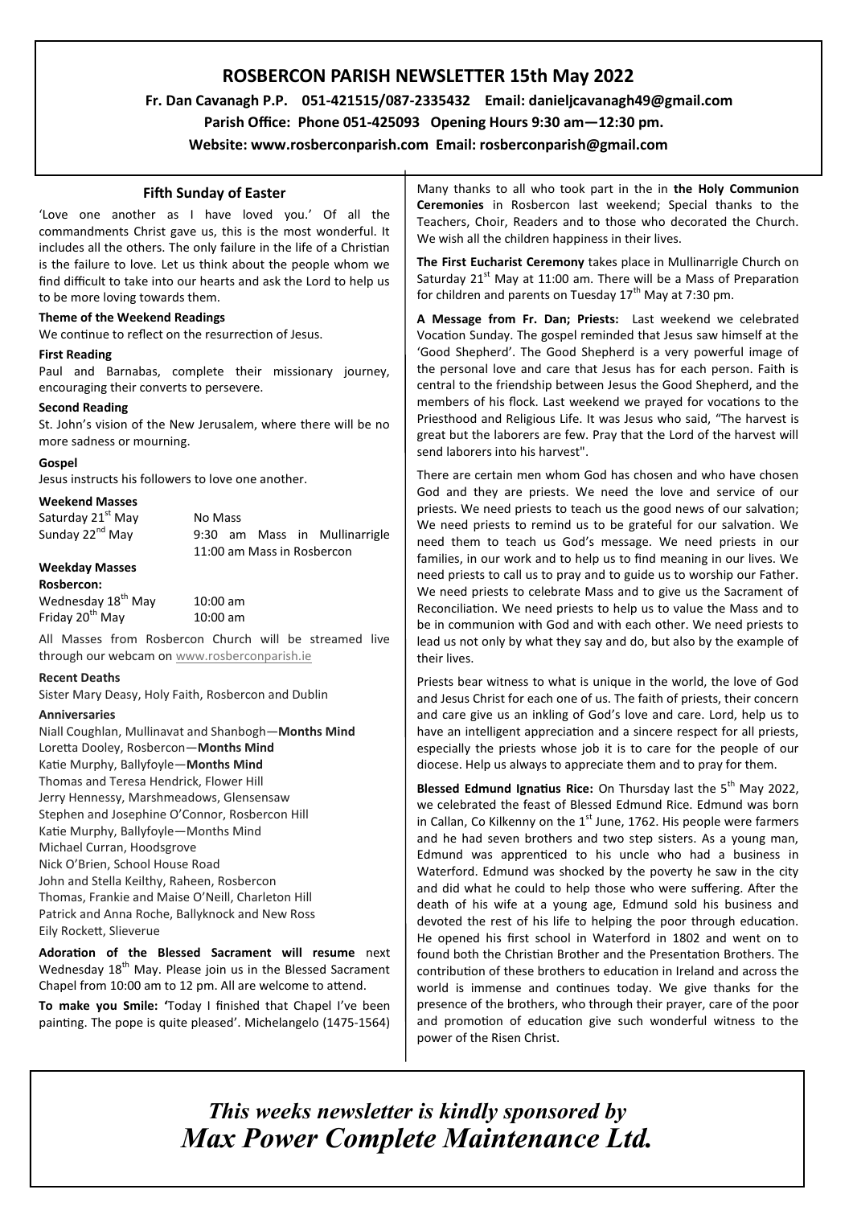# ROSBERCON PARISH NEWSLETTER 15th May 2022

**Fr. Dan Cavanagh P.P. 051-421515/087-2335432 Email: danieljcavanagh49@gmail.com**

**Parish Office: Phone 051-425093 Opening Hours 9:30 am—12:30 pm.**

**Website: www.rosberconparish.com Email: rosberconparish@gmail.com**

## Fifth Sunday of Easter

'Love one another as I have loved you.' Of all the commandments Christ gave us, this is the most wonderful. It includes all the others. The only failure in the life of a Christian is the failure to love. Let us think about the people whom we find difficult to take into our hearts and ask the Lord to help us to be more loving towards them.

### Theme of the Weekend Readings

We continue to reflect on the resurrection of Jesus.

### First Reading

Paul and Barnabas, complete their missionary journey, encouraging their converts to persevere.

### Second Reading

St. John's vision of the New Jerusalem, where there will be no more sadness or mourning.

### Gospel

Jesus instructs his followers to love one another.

### Weekend Masses

| | |
|---|---|
| Saturday 21st May | No Mass |
| Sunday 22nd May | 9:30 am Mass in Mullinarrigle<br>11:00 am Mass in Rosbercon |

### Weekday Masses

**Rosbercon:**

| | |
|---|---|
| Wednesday 18th May | 10:00 am |
| Friday 20th May | 10:00 am |

All Masses from Rosbercon Church will be streamed live through our webcam on www.rosberconparish.ie

### Recent Deaths

Sister Mary Deasy, Holy Faith, Rosbercon and Dublin

### Anniversaries

Niall Coughlan, Mullinavat and Shanbogh—**Months Mind**
Loretta Dooley, Rosbercon—**Months Mind**
Katie Murphy, Ballyfoyle—**Months Mind**
Thomas and Teresa Hendrick, Flower Hill
Jerry Hennessy, Marshmeadows, Glensensaw
Stephen and Josephine O'Connor, Rosbercon Hill
Katie Murphy, Ballyfoyle—Months Mind
Michael Curran, Hoodsgrove
Nick O'Brien, School House Road
John and Stella Keilthy, Raheen, Rosbercon
Thomas, Frankie and Maise O'Neill, Charleton Hill
Patrick and Anna Roche, Ballyknock and New Ross
Eily Rockett, Slieverue

**Adoration of the Blessed Sacrament will resume** next Wednesday 18th May. Please join us in the Blessed Sacrament Chapel from 10:00 am to 12 pm. All are welcome to attend.

**To make you Smile:** 'Today I finished that Chapel I've been painting. The pope is quite pleased'. Michelangelo (1475-1564)

Many thanks to all who took part in the in **the Holy Communion Ceremonies** in Rosbercon last weekend; Special thanks to the Teachers, Choir, Readers and to those who decorated the Church. We wish all the children happiness in their lives.

**The First Eucharist Ceremony** takes place in Mullinarrigle Church on Saturday 21st May at 11:00 am. There will be a Mass of Preparation for children and parents on Tuesday 17th May at 7:30 pm.

**A Message from Fr. Dan; Priests:** Last weekend we celebrated Vocation Sunday. The gospel reminded that Jesus saw himself at the 'Good Shepherd'. The Good Shepherd is a very powerful image of the personal love and care that Jesus has for each person. Faith is central to the friendship between Jesus the Good Shepherd, and the members of his flock. Last weekend we prayed for vocations to the Priesthood and Religious Life. It was Jesus who said, "The harvest is great but the laborers are few. Pray that the Lord of the harvest will send laborers into his harvest".

There are certain men whom God has chosen and who have chosen God and they are priests. We need the love and service of our priests. We need priests to teach us the good news of our salvation; We need priests to remind us to be grateful for our salvation. We need them to teach us God's message. We need priests in our families, in our work and to help us to find meaning in our lives. We need priests to call us to pray and to guide us to worship our Father. We need priests to celebrate Mass and to give us the Sacrament of Reconciliation. We need priests to help us to value the Mass and to be in communion with God and with each other. We need priests to lead us not only by what they say and do, but also by the example of their lives.

Priests bear witness to what is unique in the world, the love of God and Jesus Christ for each one of us. The faith of priests, their concern and care give us an inkling of God's love and care. Lord, help us to have an intelligent appreciation and a sincere respect for all priests, especially the priests whose job it is to care for the people of our diocese. Help us always to appreciate them and to pray for them.

**Blessed Edmund Ignatius Rice:** On Thursday last the 5th May 2022, we celebrated the feast of Blessed Edmund Rice. Edmund was born in Callan, Co Kilkenny on the 1st June, 1762. His people were farmers and he had seven brothers and two step sisters. As a young man, Edmund was apprenticed to his uncle who had a business in Waterford. Edmund was shocked by the poverty he saw in the city and did what he could to help those who were suffering. After the death of his wife at a young age, Edmund sold his business and devoted the rest of his life to helping the poor through education. He opened his first school in Waterford in 1802 and went on to found both the Christian Brother and the Presentation Brothers. The contribution of these brothers to education in Ireland and across the world is immense and continues today. We give thanks for the presence of the brothers, who through their prayer, care of the poor and promotion of education give such wonderful witness to the power of the Risen Christ.

*This weeks newsletter is kindly sponsored by*
***Max Power Complete Maintenance Ltd.***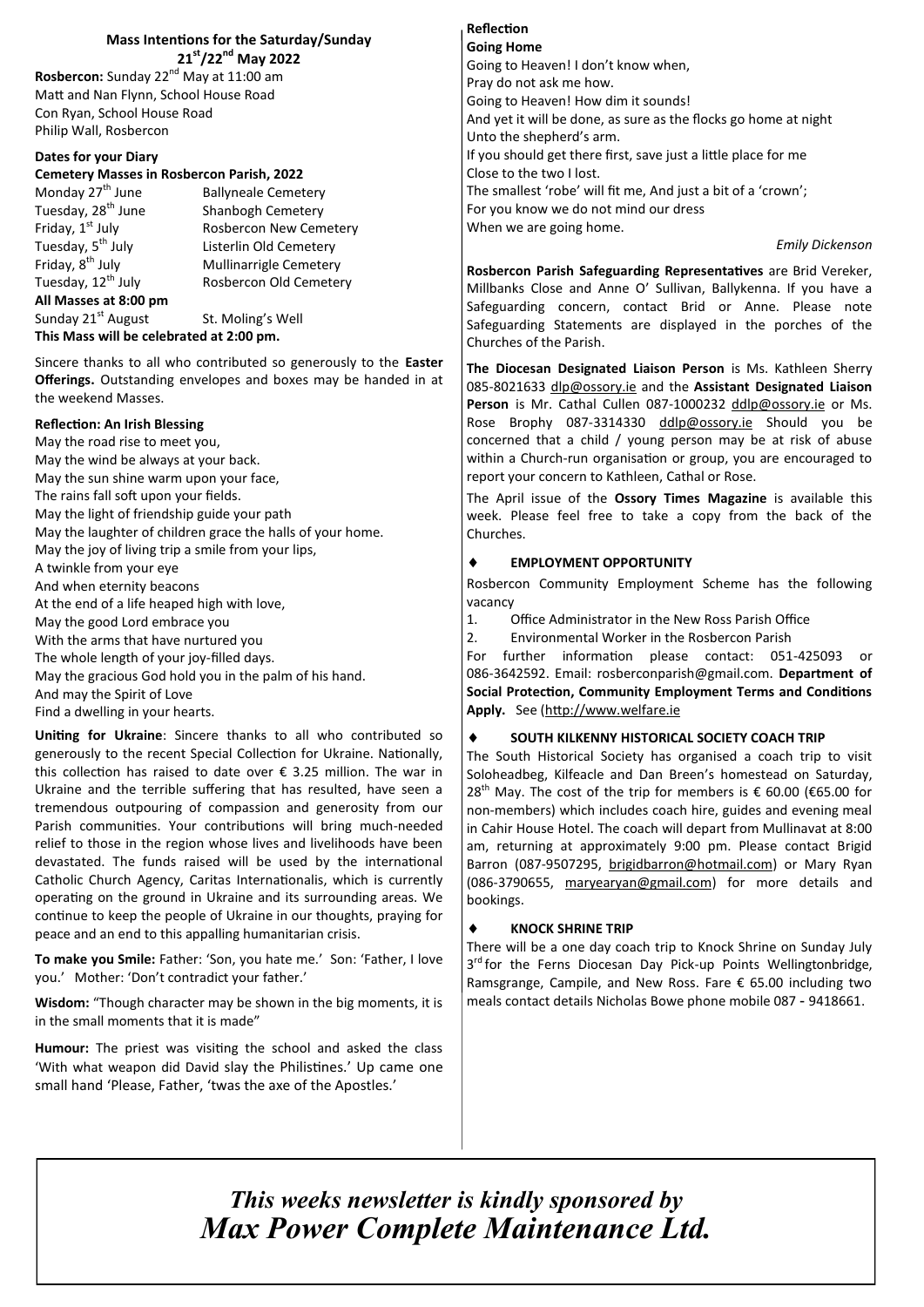## Mass Intentions for the Saturday/Sunday 21st/22nd May 2022

**Rosbercon:** Sunday 22nd May at 11:00 am
Matt and Nan Flynn, School House Road
Con Ryan, School House Road
Philip Wall, Rosbercon

**Dates for your Diary**

**Cemetery Masses in Rosbercon Parish, 2022**

| | |
|---|---|
| Monday 27th June | Ballyneale Cemetery |
| Tuesday, 28th June | Shanbogh Cemetery |
| Friday, 1st July | Rosbercon New Cemetery |
| Tuesday, 5th July | Listerlin Old Cemetery |
| Friday, 8th July | Mullinarrigle Cemetery |
| Tuesday, 12th July | Rosbercon Old Cemetery |

**All Masses at 8:00 pm**

Sunday 21st August St. Moling's Well
**This Mass will be celebrated at 2:00 pm.**

Sincere thanks to all who contributed so generously to the **Easter Offerings.** Outstanding envelopes and boxes may be handed in at the weekend Masses.

**Reflection: An Irish Blessing**

May the road rise to meet you,
May the wind be always at your back.
May the sun shine warm upon your face,
The rains fall soft upon your fields.
May the light of friendship guide your path
May the laughter of children grace the halls of your home.
May the joy of living trip a smile from your lips,
A twinkle from your eye
And when eternity beacons
At the end of a life heaped high with love,
May the good Lord embrace you
With the arms that have nurtured you
The whole length of your joy-filled days.
May the gracious God hold you in the palm of his hand.
And may the Spirit of Love
Find a dwelling in your hearts.

**Uniting for Ukraine**: Sincere thanks to all who contributed so generously to the recent Special Collection for Ukraine. Nationally, this collection has raised to date over € 3.25 million. The war in Ukraine and the terrible suffering that has resulted, have seen a tremendous outpouring of compassion and generosity from our Parish communities. Your contributions will bring much-needed relief to those in the region whose lives and livelihoods have been devastated. The funds raised will be used by the international Catholic Church Agency, Caritas Internationalis, which is currently operating on the ground in Ukraine and its surrounding areas. We continue to keep the people of Ukraine in our thoughts, praying for peace and an end to this appalling humanitarian crisis.

**To make you Smile:** Father: 'Son, you hate me.' Son: 'Father, I love you.' Mother: 'Don't contradict your father.'

**Wisdom:** "Though character may be shown in the big moments, it is in the small moments that it is made"

**Humour:** The priest was visiting the school and asked the class 'With what weapon did David slay the Philistines.' Up came one small hand 'Please, Father, 'twas the axe of the Apostles.'

**Reflection**

**Going Home**

Going to Heaven! I don't know when,
Pray do not ask me how.
Going to Heaven! How dim it sounds!
And yet it will be done, as sure as the flocks go home at night
Unto the shepherd's arm.
If you should get there first, save just a little place for me
Close to the two I lost.
The smallest 'robe' will fit me, And just a bit of a 'crown';
For you know we do not mind our dress
When we are going home.

*Emily Dickenson*

**Rosbercon Parish Safeguarding Representatives** are Brid Vereker, Millbanks Close and Anne O' Sullivan, Ballykenna. If you have a Safeguarding concern, contact Brid or Anne. Please note Safeguarding Statements are displayed in the porches of the Churches of the Parish.

**The Diocesan Designated Liaison Person** is Ms. Kathleen Sherry 085-8021633 dlp@ossory.ie and the **Assistant Designated Liaison Person** is Mr. Cathal Cullen 087-1000232 ddlp@ossory.ie or Ms. Rose Brophy 087-3314330 ddlp@ossory.ie Should you be concerned that a child / young person may be at risk of abuse within a Church-run organisation or group, you are encouraged to report your concern to Kathleen, Cathal or Rose.

The April issue of the **Ossory Times Magazine** is available this week. Please feel free to take a copy from the back of the Churches.

### ♦ EMPLOYMENT OPPORTUNITY

Rosbercon Community Employment Scheme has the following vacancy

1. Office Administrator in the New Ross Parish Office
2. Environmental Worker in the Rosbercon Parish

For further information please contact: 051-425093 or 086-3642592. Email: rosberconparish@gmail.com. **Department of Social Protection, Community Employment Terms and Conditions Apply.** See (http://www.welfare.ie

### ♦ SOUTH KILKENNY HISTORICAL SOCIETY COACH TRIP

The South Historical Society has organised a coach trip to visit Soloheadbeg, Kilfeacle and Dan Breen's homestead on Saturday, 28th May. The cost of the trip for members is € 60.00 (€65.00 for non-members) which includes coach hire, guides and evening meal in Cahir House Hotel. The coach will depart from Mullinavat at 8:00 am, returning at approximately 9:00 pm. Please contact Brigid Barron (087-9507295, brigidbarron@hotmail.com) or Mary Ryan (086-3790655, maryearyan@gmail.com) for more details and bookings.

### ♦ KNOCK SHRINE TRIP

There will be a one day coach trip to Knock Shrine on Sunday July 3rd for the Ferns Diocesan Day Pick-up Points Wellingtonbridge, Ramsgrange, Campile, and New Ross. Fare € 65.00 including two meals contact details Nicholas Bowe phone mobile 087 - 9418661.

***This weeks newsletter is kindly sponsored by Max Power Complete Maintenance Ltd.***